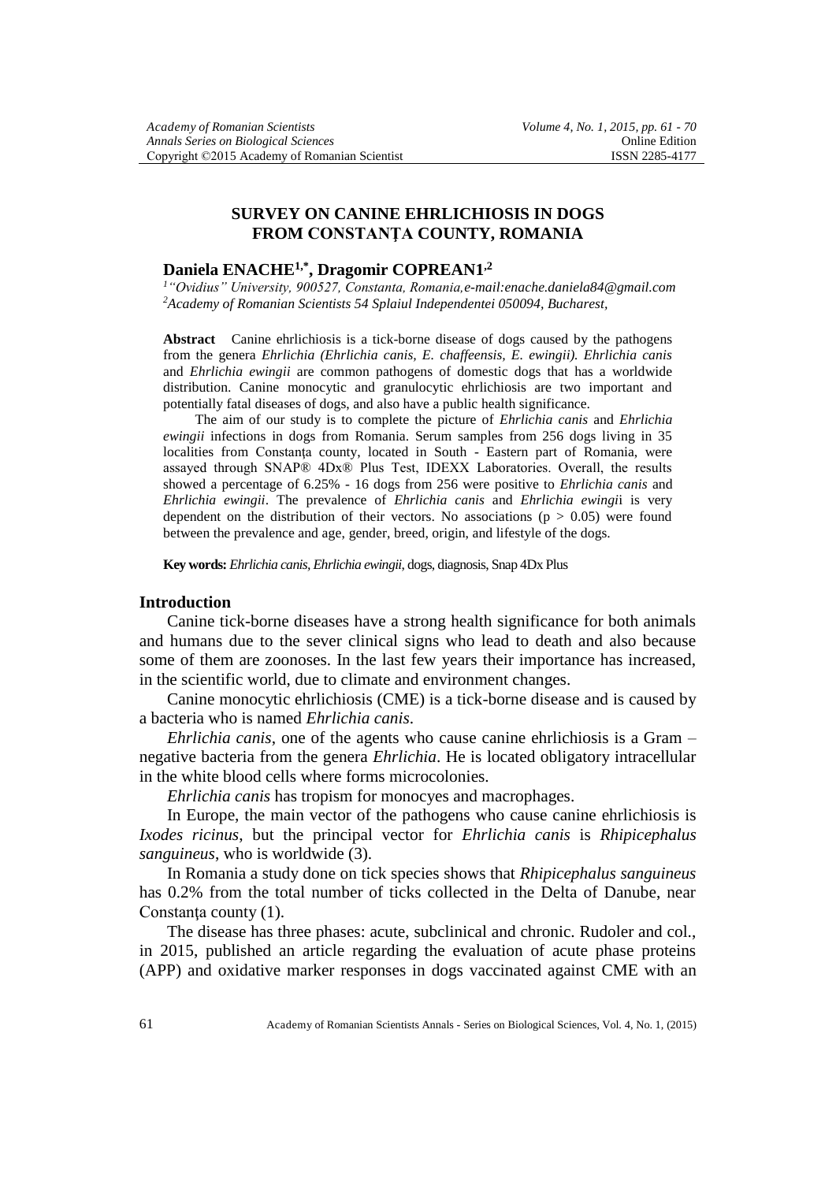# SURVEY ON CANINE EHRLICHIOSIS IN DOGS FROM CONSTANŢA COUNTY, ROMANIA

**Daniela ENACHE[1,*], Dragomir COPREAN[1,2]**

[1] *"Ovidius" University, 900527, Constanta, Romania,e-mail:enache.daniela84@gmail.com*
[2] *Academy of Romanian Scientists 54 Splaiul Independentei 050094, Bucharest,*

**Abstract** Canine ehrlichiosis is a tick-borne disease of dogs caused by the pathogens from the genera *Ehrlichia (Ehrlichia canis, E. chaffeensis, E. ewingii). Ehrlichia canis* and *Ehrlichia ewingii* are common pathogens of domestic dogs that has a worldwide distribution. Canine monocytic and granulocytic ehrlichiosis are two important and potentially fatal diseases of dogs, and also have a public health significance.

The aim of our study is to complete the picture of *Ehrlichia canis* and *Ehrlichia ewingii* infections in dogs from Romania. Serum samples from 256 dogs living in 35 localities from Constanţa county, located in South - Eastern part of Romania, were assayed through SNAP® 4Dx® Plus Test, IDEXX Laboratories. Overall, the results showed a percentage of 6.25% - 16 dogs from 256 were positive to *Ehrlichia canis* and *Ehrlichia ewingii*. The prevalence of *Ehrlichia canis* and *Ehrlichia ewingi*i is very dependent on the distribution of their vectors. No associations ($p > 0.05$) were found between the prevalence and age, gender, breed, origin, and lifestyle of the dogs.

**Key words:** *Ehrlichia canis*, *Ehrlichia ewingii*, dogs, diagnosis, Snap 4Dx Plus

## Introduction

Canine tick-borne diseases have a strong health significance for both animals and humans due to the sever clinical signs who lead to death and also because some of them are zoonoses. In the last few years their importance has increased, in the scientific world, due to climate and environment changes.

Canine monocytic ehrlichiosis (CME) is a tick-borne disease and is caused by a bacteria who is named *Ehrlichia canis*.

*Ehrlichia canis*, one of the agents who cause canine ehrlichiosis is a Gram – negative bacteria from the genera *Ehrlichia*. He is located obligatory intracellular in the white blood cells where forms microcolonies.

*Ehrlichia canis* has tropism for monocyes and macrophages.

In Europe, the main vector of the pathogens who cause canine ehrlichiosis is *Ixodes ricinus*, but the principal vector for *Ehrlichia canis* is *Rhipicephalus sanguineus*, who is worldwide (3).

In Romania a study done on tick species shows that *Rhipicephalus sanguineus* has 0.2% from the total number of ticks collected in the Delta of Danube, near Constanţa county (1).

The disease has three phases: acute, subclinical and chronic. Rudoler and col., in 2015, published an article regarding the evaluation of acute phase proteins (APP) and oxidative marker responses in dogs vaccinated against CME with an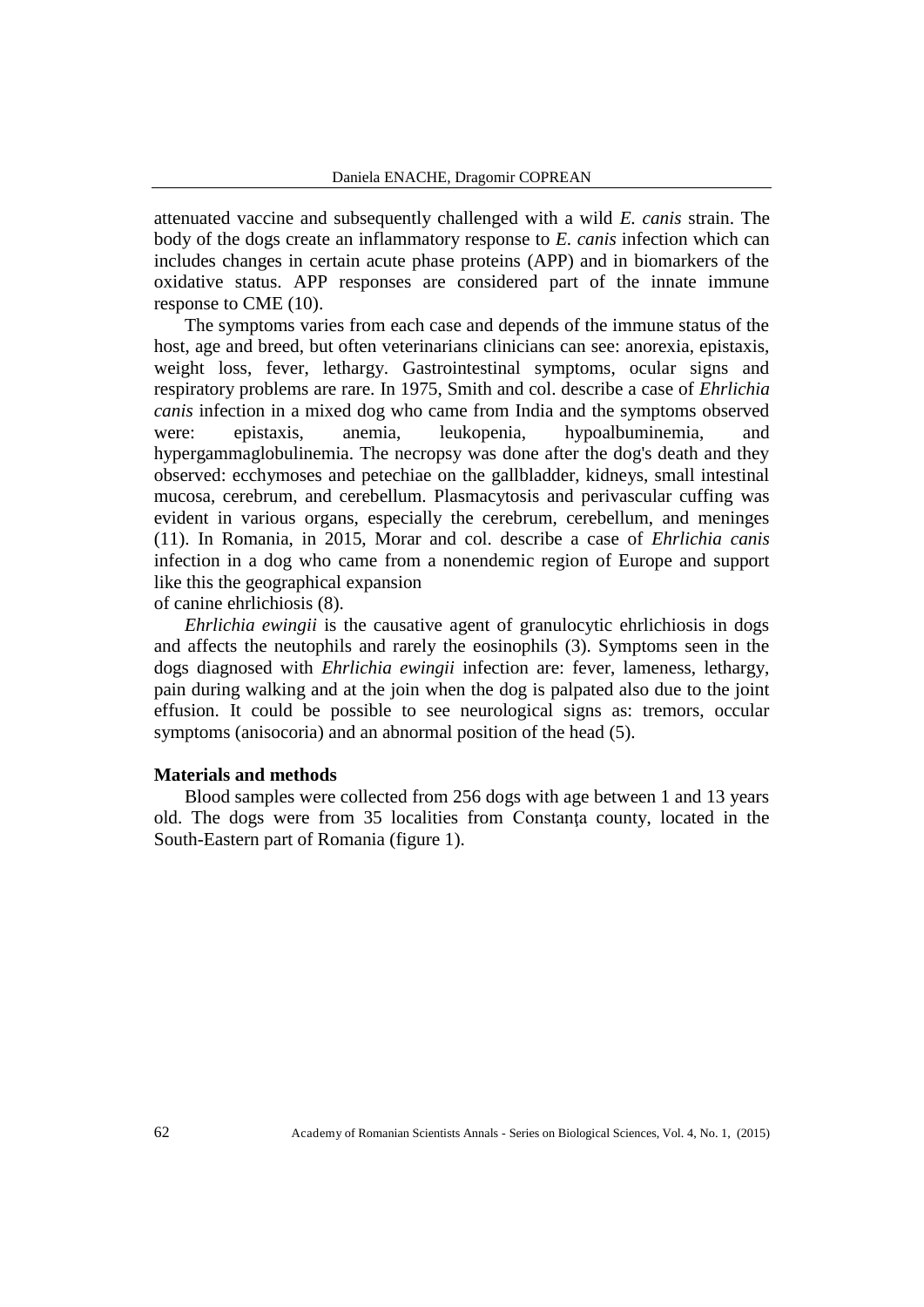attenuated vaccine and subsequently challenged with a wild *E. canis* strain. The body of the dogs create an inflammatory response to *E. canis* infection which can includes changes in certain acute phase proteins (APP) and in biomarkers of the oxidative status. APP responses are considered part of the innate immune response to CME (10).

The symptoms varies from each case and depends of the immune status of the host, age and breed, but often veterinarians clinicians can see: anorexia, epistaxis, weight loss, fever, lethargy. Gastrointestinal symptoms, ocular signs and respiratory problems are rare. In 1975, Smith and col. describe a case of *Ehrlichia canis* infection in a mixed dog who came from India and the symptoms observed were: epistaxis, anemia, leukopenia, hypoalbuminemia, and hypergammaglobulinemia. The necropsy was done after the dog's death and they observed: ecchymoses and petechiae on the gallbladder, kidneys, small intestinal mucosa, cerebrum, and cerebellum. Plasmacytosis and perivascular cuffing was evident in various organs, especially the cerebrum, cerebellum, and meninges (11). In Romania, in 2015, Morar and col. describe a case of *Ehrlichia canis* infection in a dog who came from a nonendemic region of Europe and support like this the geographical expansion of canine ehrlichiosis (8).

*Ehrlichia ewingii* is the causative agent of granulocytic ehrlichiosis in dogs and affects the neutophils and rarely the eosinophils (3). Symptoms seen in the dogs diagnosed with *Ehrlichia ewingii* infection are: fever, lameness, lethargy, pain during walking and at the join when the dog is palpated also due to the joint effusion. It could be possible to see neurological signs as: tremors, occular symptoms (anisocoria) and an abnormal position of the head (5).

## Materials and methods

Blood samples were collected from 256 dogs with age between 1 and 13 years old. The dogs were from 35 localities from Constanța county, located in the South-Eastern part of Romania (figure 1).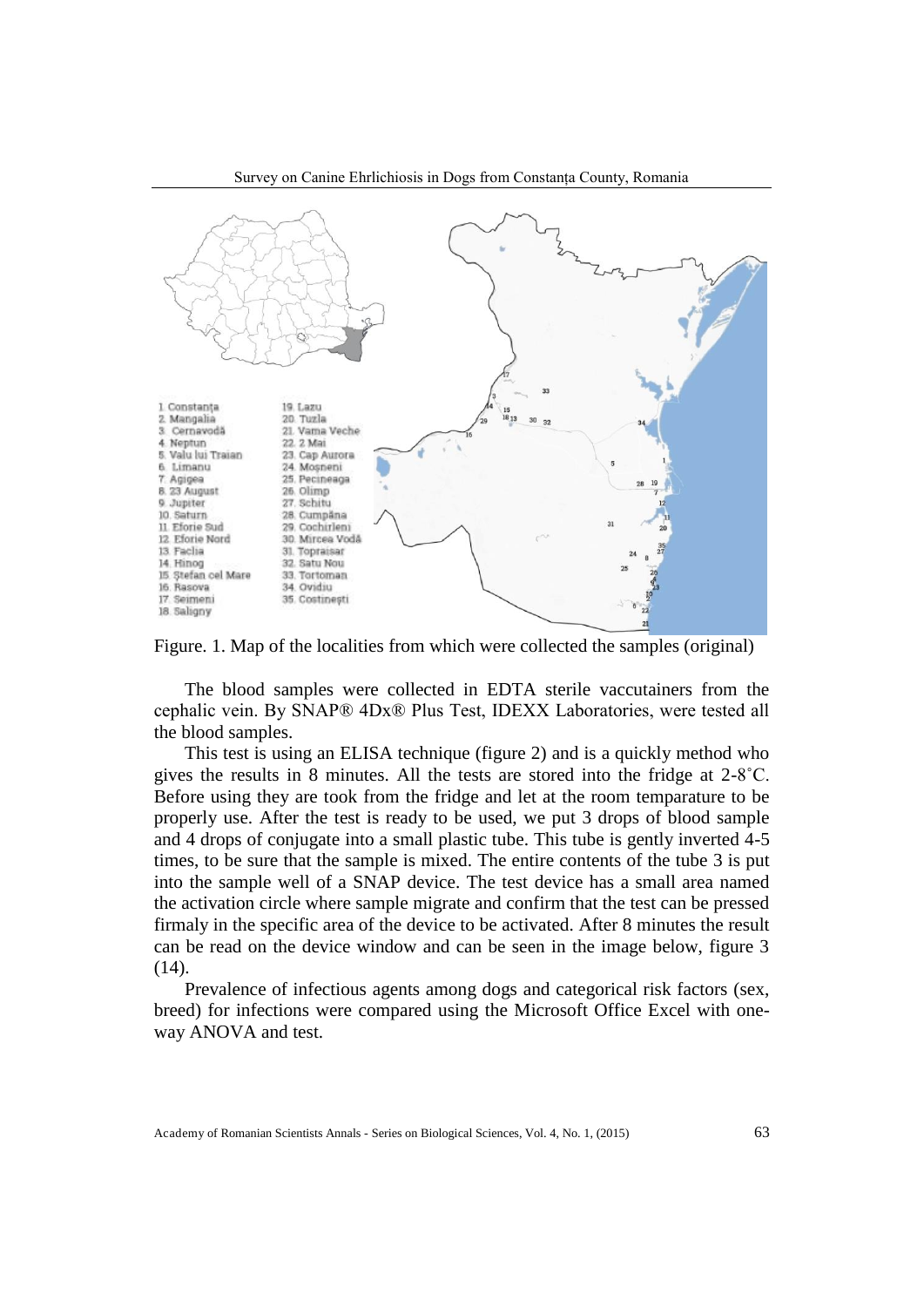Figure. 1. Map of the localities from which were collected the samples (original)

The blood samples were collected in EDTA sterile vaccutainers from the cephalic vein. By SNAP® 4Dx® Plus Test, IDEXX Laboratories, were tested all the blood samples.

This test is using an ELISA technique (figure 2) and is a quickly method who gives the results in 8 minutes. All the tests are stored into the fridge at 2-8˚C. Before using they are took from the fridge and let at the room temparature to be properly use. After the test is ready to be used, we put 3 drops of blood sample and 4 drops of conjugate into a small plastic tube. This tube is gently inverted 4-5 times, to be sure that the sample is mixed. The entire contents of the tube 3 is put into the sample well of a SNAP device. The test device has a small area named the activation circle where sample migrate and confirm that the test can be pressed firmaly in the specific area of the device to be activated. After 8 minutes the result can be read on the device window and can be seen in the image below, figure 3 (14).

Prevalence of infectious agents among dogs and categorical risk factors (sex, breed) for infections were compared using the Microsoft Office Excel with one-way ANOVA and test.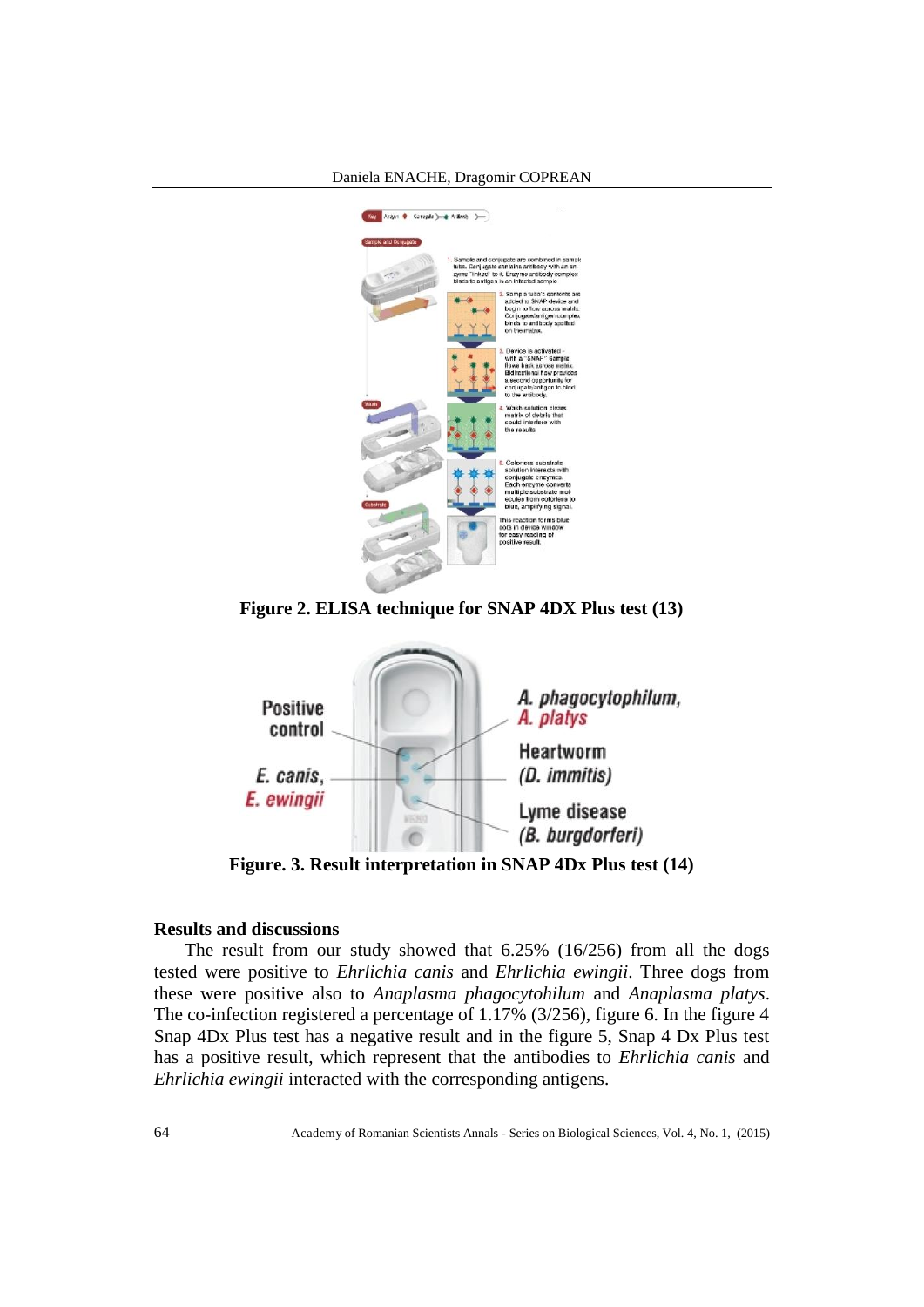**Figure 2. ELISA technique for SNAP 4DX Plus test (13)**

**Figure. 3. Result interpretation in SNAP 4Dx Plus test (14)**

## Results and discussions

The result from our study showed that 6.25% (16/256) from all the dogs tested were positive to *Ehrlichia canis* and *Ehrlichia ewingii*. Three dogs from these were positive also to *Anaplasma phagocytohilum* and *Anaplasma platys*. The co-infection registered a percentage of 1.17% (3/256), figure 6. In the figure 4 Snap 4Dx Plus test has a negative result and in the figure 5, Snap 4 Dx Plus test has a positive result, which represent that the antibodies to *Ehrlichia canis* and *Ehrlichia ewingii* interacted with the corresponding antigens.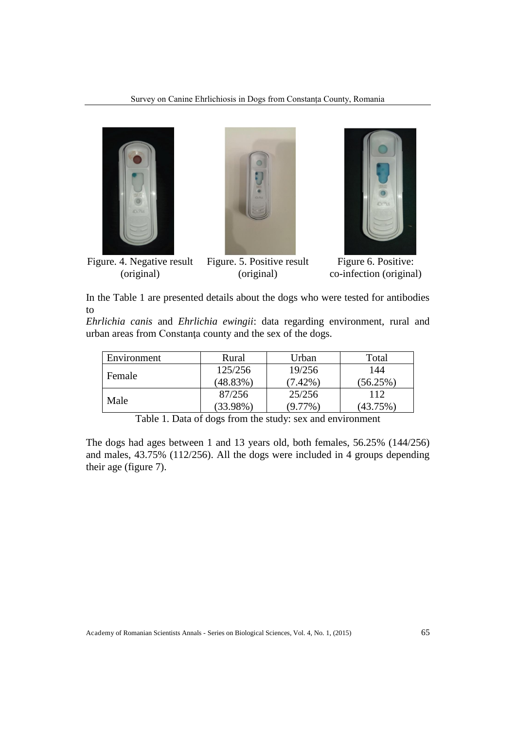Figure. 4. Negative result (original)

Figure. 5. Positive result (original)

Figure 6. Positive: co-infection (original)

In the Table 1 are presented details about the dogs who were tested for antibodies to

*Ehrlichia canis* and *Ehrlichia ewingii*: data regarding environment, rural and urban areas from Constanţa county and the sex of the dogs.

| Environment | Rural | Urban | Total |
|---|---|---|---|
| Female | 125/256 (48.83%) | 19/256 (7.42%) | 144 (56.25%) |
| Male | 87/256 (33.98%) | 25/256 (9.77%) | 112 (43.75%) |

Table 1. Data of dogs from the study: sex and environment

The dogs had ages between 1 and 13 years old, both females, 56.25% (144/256) and males, 43.75% (112/256). All the dogs were included in 4 groups depending their age (figure 7).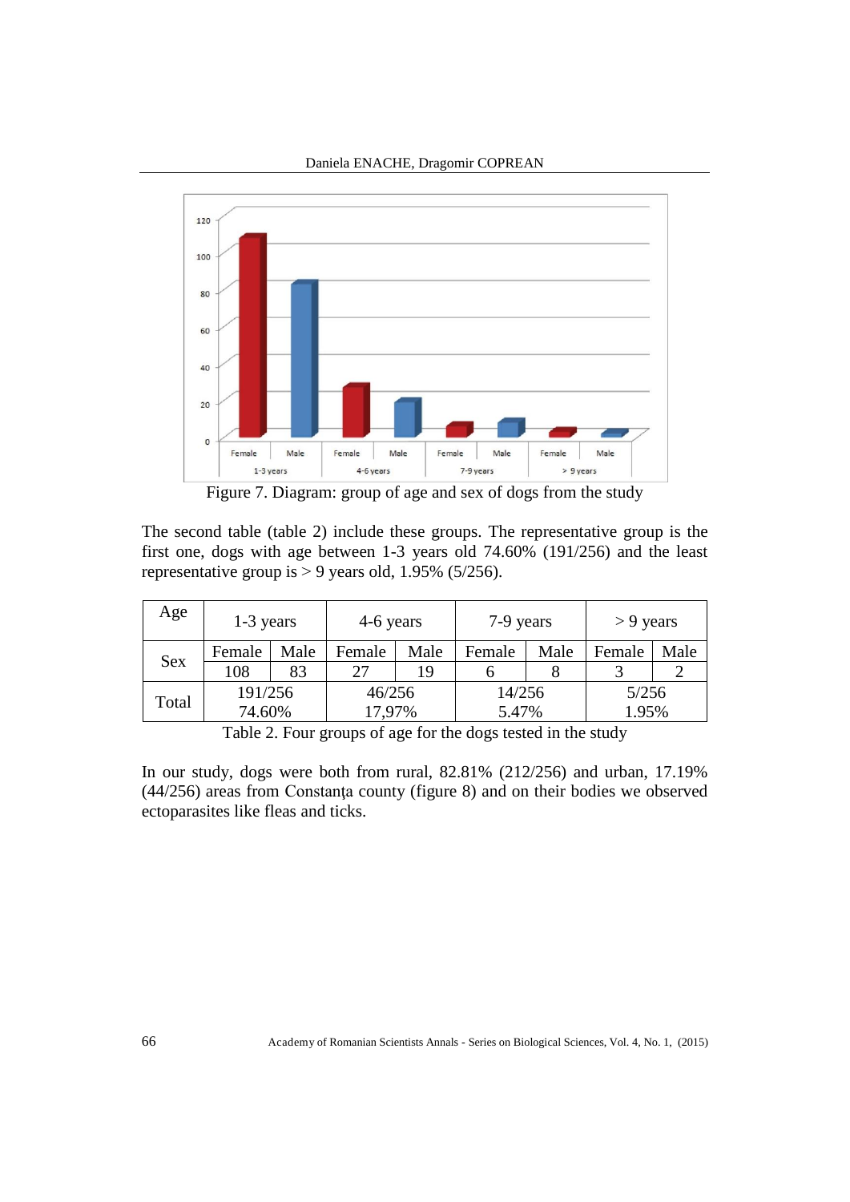Figure 7. Diagram: group of age and sex of dogs from the study

The second table (table 2) include these groups. The representative group is the first one, dogs with age between 1-3 years old 74.60% (191/256) and the least representative group is > 9 years old, 1.95% (5/256).

| Age | 1-3 years | | 4-6 years | | 7-9 years | | > 9 years | |
|---|---|---|---|---|---|---|---|---|
| Sex | Female | Male | Female | Male | Female | Male | Female | Male |
| | 108 | 83 | 27 | 19 | 6 | 8 | 3 | 2 |
| Total | 191/256 74.60% | | 46/256 17,97% | | 14/256 5.47% | | 5/256 1.95% | |

Table 2. Four groups of age for the dogs tested in the study

In our study, dogs were both from rural, 82.81% (212/256) and urban, 17.19% (44/256) areas from Constanța county (figure 8) and on their bodies we observed ectoparasites like fleas and ticks.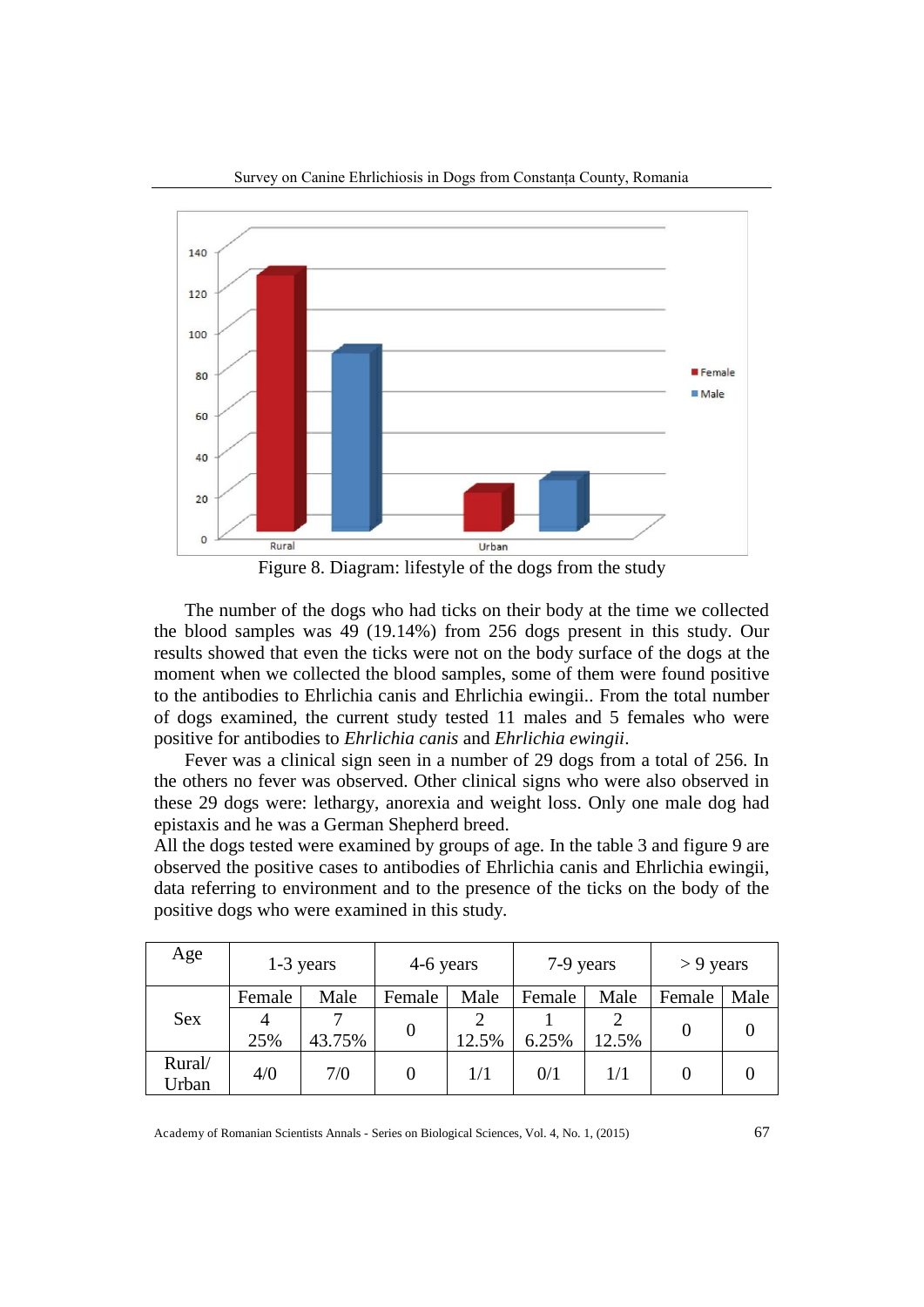Figure 8. Diagram: lifestyle of the dogs from the study

The number of the dogs who had ticks on their body at the time we collected the blood samples was 49 (19.14%) from 256 dogs present in this study. Our results showed that even the ticks were not on the body surface of the dogs at the moment when we collected the blood samples, some of them were found positive to the antibodies to Ehrlichia canis and Ehrlichia ewingii.. From the total number of dogs examined, the current study tested 11 males and 5 females who were positive for antibodies to *Ehrlichia canis* and *Ehrlichia ewingii*.

Fever was a clinical sign seen in a number of 29 dogs from a total of 256. In the others no fever was observed. Other clinical signs who were also observed in these 29 dogs were: lethargy, anorexia and weight loss. Only one male dog had epistaxis and he was a German Shepherd breed.

All the dogs tested were examined by groups of age. In the table 3 and figure 9 are observed the positive cases to antibodies of Ehrlichia canis and Ehrlichia ewingii, data referring to environment and to the presence of the ticks on the body of the positive dogs who were examined in this study.

| Age | 1-3 years | | 4-6 years | | 7-9 years | | > 9 years | |
|---|---|---|---|---|---|---|---|---|
| Sex | Female | Male | Female | Male | Female | Male | Female | Male |
| | 4<br>25% | 7<br>43.75% | 0 | 2<br>12.5% | 1<br>6.25% | 2<br>12.5% | 0 | 0 |
| Rural/ Urban | 4/0 | 7/0 | 0 | 1/1 | 0/1 | 1/1 | 0 | 0 |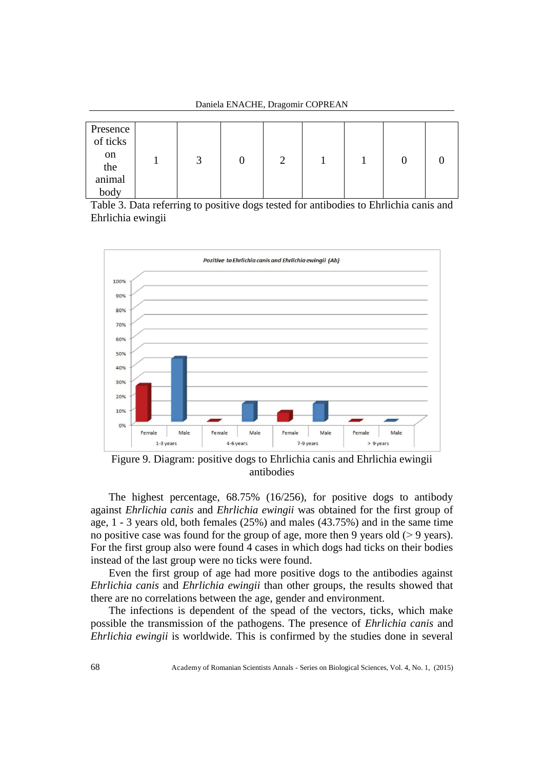| Presence of ticks on the animal body | 1 | 3 | 0 | 2 | 1 | 1 | 0 | 0 |
|---|---|---|---|---|---|---|---|---|

Table 3. Data referring to positive dogs tested for antibodies to Ehrlichia canis and Ehrlichia ewingii

Figure 9. Diagram: positive dogs to Ehrlichia canis and Ehrlichia ewingii antibodies

The highest percentage, 68.75% (16/256), for positive dogs to antibody against *Ehrlichia canis* and *Ehrlichia ewingii* was obtained for the first group of age, 1 - 3 years old, both females (25%) and males (43.75%) and in the same time no positive case was found for the group of age, more then 9 years old (> 9 years). For the first group also were found 4 cases in which dogs had ticks on their bodies instead of the last group were no ticks were found.

Even the first group of age had more positive dogs to the antibodies against *Ehrlichia canis* and *Ehrlichia ewingii* than other groups, the results showed that there are no correlations between the age, gender and environment.

The infections is dependent of the spead of the vectors, ticks, which make possible the transmission of the pathogens. The presence of *Ehrlichia canis* and *Ehrlichia ewingii* is worldwide. This is confirmed by the studies done in several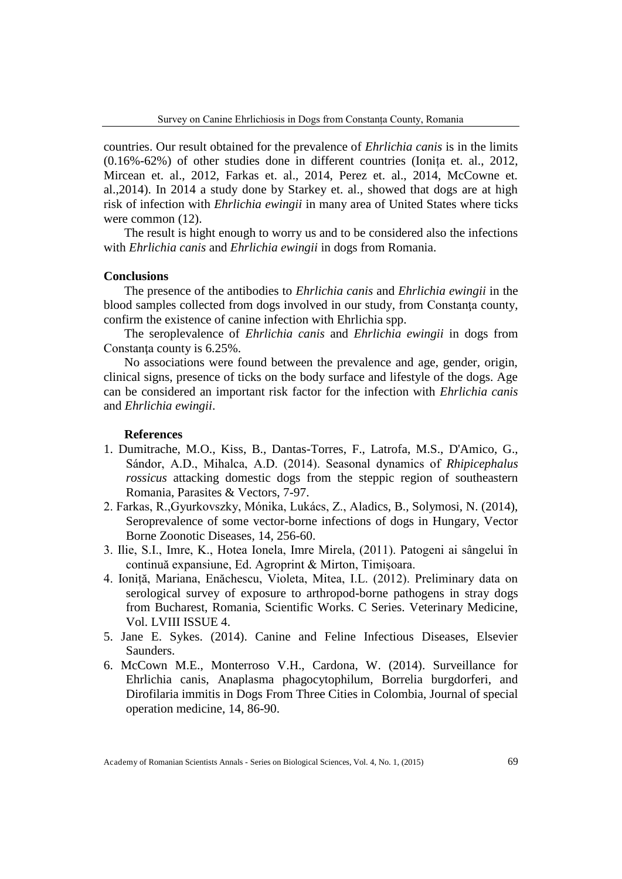countries. Our result obtained for the prevalence of *Ehrlichia canis* is in the limits (0.16%-62%) of other studies done in different countries (Ionița et. al., 2012, Mircean et. al., 2012, Farkas et. al., 2014, Perez et. al., 2014, McCowne et. al.,2014). In 2014 a study done by Starkey et. al., showed that dogs are at high risk of infection with *Ehrlichia ewingii* in many area of United States where ticks were common (12).

The result is hight enough to worry us and to be considered also the infections with *Ehrlichia canis* and *Ehrlichia ewingii* in dogs from Romania.

## Conclusions

The presence of the antibodies to *Ehrlichia canis* and *Ehrlichia ewingii* in the blood samples collected from dogs involved in our study, from Constanţa county, confirm the existence of canine infection with Ehrlichia spp.

The seroplevalence of *Ehrlichia canis* and *Ehrlichia ewingii* in dogs from Constanţa county is 6.25%.

No associations were found between the prevalence and age, gender, origin, clinical signs, presence of ticks on the body surface and lifestyle of the dogs. Age can be considered an important risk factor for the infection with *Ehrlichia canis* and *Ehrlichia ewingii*.

## References

1. Dumitrache, M.O., Kiss, B., Dantas-Torres, F., Latrofa, M.S., D'Amico, G., Sándor, A.D., Mihalca, A.D. (2014). Seasonal dynamics of *Rhipicephalus rossicus* attacking domestic dogs from the steppic region of southeastern Romania, Parasites & Vectors, 7-97.
2. Farkas, R.,Gyurkovszky, Mónika, Lukács, Z., Aladics, B., Solymosi, N. (2014), Seroprevalence of some vector-borne infections of dogs in Hungary, Vector Borne Zoonotic Diseases, 14, 256-60.
3. Ilie, S.I., Imre, K., Hotea Ionela, Imre Mirela, (2011). Patogeni ai sângelui în continuă expansiune, Ed. Agroprint & Mirton, Timișoara.
4. Ioniță, Mariana, Enăchescu, Violeta, Mitea, I.L. (2012). Preliminary data on serological survey of exposure to arthropod-borne pathogens in stray dogs from Bucharest, Romania, Scientific Works. C Series. Veterinary Medicine, Vol. LVIII ISSUE 4.
5. Jane E. Sykes. (2014). Canine and Feline Infectious Diseases, Elsevier Saunders.
6. McCown M.E., Monterroso V.H., Cardona, W. (2014). Surveillance for Ehrlichia canis, Anaplasma phagocytophilum, Borrelia burgdorferi, and Dirofilaria immitis in Dogs From Three Cities in Colombia, Journal of special operation medicine, 14, 86-90.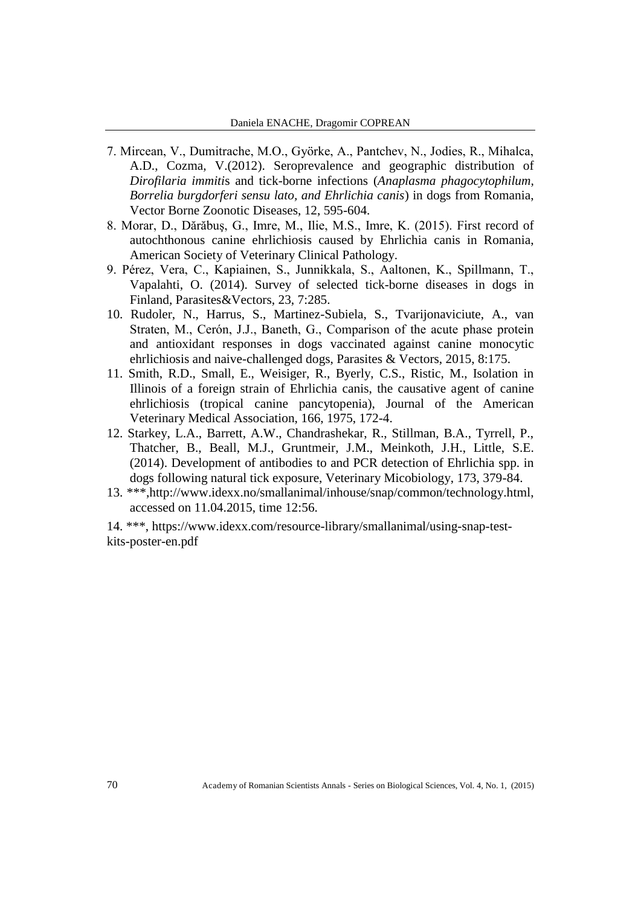7. Mircean, V., Dumitrache, M.O., Györke, A., Pantchev, N., Jodies, R., Mihalca, A.D., Cozma, V.(2012). Seroprevalence and geographic distribution of *Dirofilaria immitis* and tick-borne infections (*Anaplasma phagocytophilum, Borrelia burgdorferi sensu lato, and Ehrlichia canis*) in dogs from Romania, Vector Borne Zoonotic Diseases, 12, 595-604.
8. Morar, D., Dărăbuş, G., Imre, M., Ilie, M.S., Imre, K. (2015). First record of autochthonous canine ehrlichiosis caused by Ehrlichia canis in Romania, American Society of Veterinary Clinical Pathology.
9. Pérez, Vera, C., Kapiainen, S., Junnikkala, S., Aaltonen, K., Spillmann, T., Vapalahti, O. (2014). Survey of selected tick-borne diseases in dogs in Finland, Parasites&Vectors, 23, 7:285.
10. Rudoler, N., Harrus, S., Martinez-Subiela, S., Tvarijonaviciute, A., van Straten, M., Cerón, J.J., Baneth, G., Comparison of the acute phase protein and antioxidant responses in dogs vaccinated against canine monocytic ehrlichiosis and naive-challenged dogs, Parasites & Vectors, 2015, 8:175.
11. Smith, R.D., Small, E., Weisiger, R., Byerly, C.S., Ristic, M., Isolation in Illinois of a foreign strain of Ehrlichia canis, the causative agent of canine ehrlichiosis (tropical canine pancytopenia), Journal of the American Veterinary Medical Association, 166, 1975, 172-4.
12. Starkey, L.A., Barrett, A.W., Chandrashekar, R., Stillman, B.A., Tyrrell, P., Thatcher, B., Beall, M.J., Gruntmeir, J.M., Meinkoth, J.H., Little, S.E. (2014). Development of antibodies to and PCR detection of Ehrlichia spp. in dogs following natural tick exposure, Veterinary Micobiology, 173, 379-84.
13. ***,http://www.idexx.no/smallanimal/inhouse/snap/common/technology.html, accessed on 11.04.2015, time 12:56.
14. ***, https://www.idexx.com/resource-library/smallanimal/using-snap-test-kits-poster-en.pdf